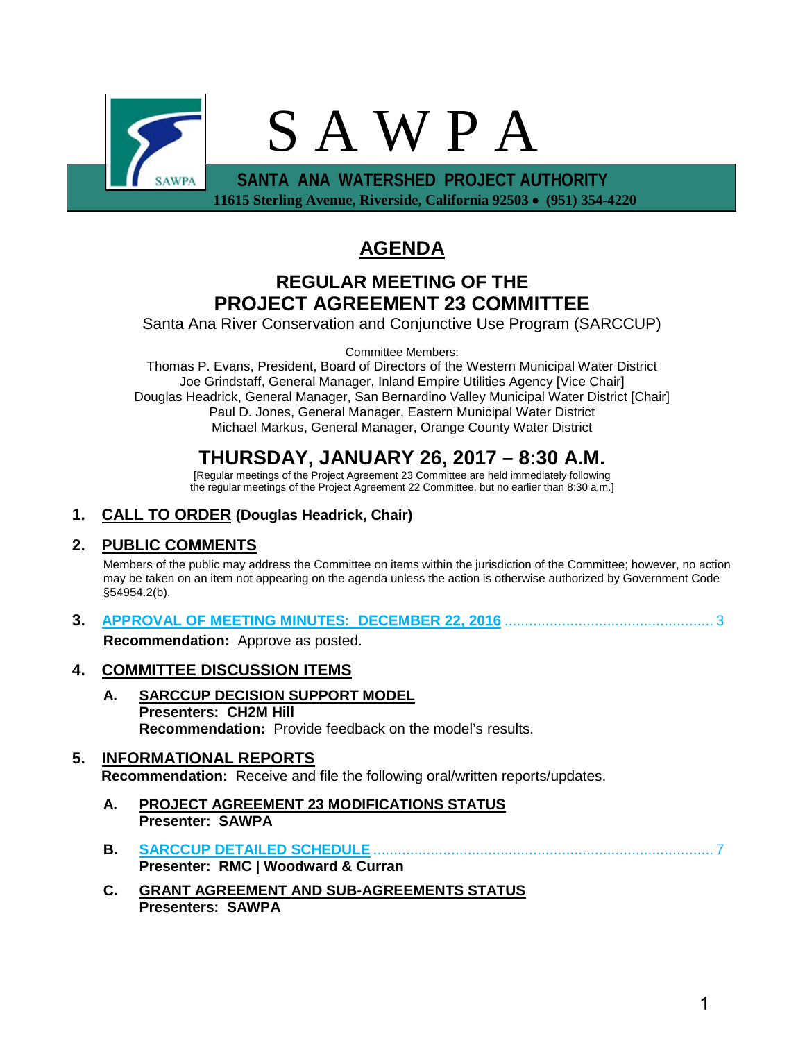# S A W P A

**SANTA ANA WATERSHED PROJECT AUTHORITY**
**11615 Sterling Avenue, Riverside, California 92503 • (951) 354-4220**

# AGENDA

## REGULAR MEETING OF THE PROJECT AGREEMENT 23 COMMITTEE

Santa Ana River Conservation and Conjunctive Use Program (SARCCUP)

Committee Members:
Thomas P. Evans, President, Board of Directors of the Western Municipal Water District
Joe Grindstaff, General Manager, Inland Empire Utilities Agency [Vice Chair]
Douglas Headrick, General Manager, San Bernardino Valley Municipal Water District [Chair]
Paul D. Jones, General Manager, Eastern Municipal Water District
Michael Markus, General Manager, Orange County Water District

## THURSDAY, JANUARY 26, 2017 – 8:30 A.M.

[Regular meetings of the Project Agreement 23 Committee are held immediately following the regular meetings of the Project Agreement 22 Committee, but no earlier than 8:30 a.m.]

**1. CALL TO ORDER (Douglas Headrick, Chair)**

**2. PUBLIC COMMENTS**

Members of the public may address the Committee on items within the jurisdiction of the Committee; however, no action may be taken on an item not appearing on the agenda unless the action is otherwise authorized by Government Code §54954.2(b).

**3. APPROVAL OF MEETING MINUTES: DECEMBER 22, 2016** .................................................. 3

**Recommendation:** Approve as posted.

**4. COMMITTEE DISCUSSION ITEMS**

**A. SARCCUP DECISION SUPPORT MODEL**
**Presenters: CH2M Hill**
**Recommendation:** Provide feedback on the model's results.

**5. INFORMATIONAL REPORTS**

**Recommendation:** Receive and file the following oral/written reports/updates.

**A. PROJECT AGREEMENT 23 MODIFICATIONS STATUS**
**Presenter: SAWPA**

**B. SARCCUP DETAILED SCHEDULE** .................................................................................. 7
**Presenter: RMC | Woodward & Curran**

**C. GRANT AGREEMENT AND SUB-AGREEMENTS STATUS**
**Presenters: SAWPA**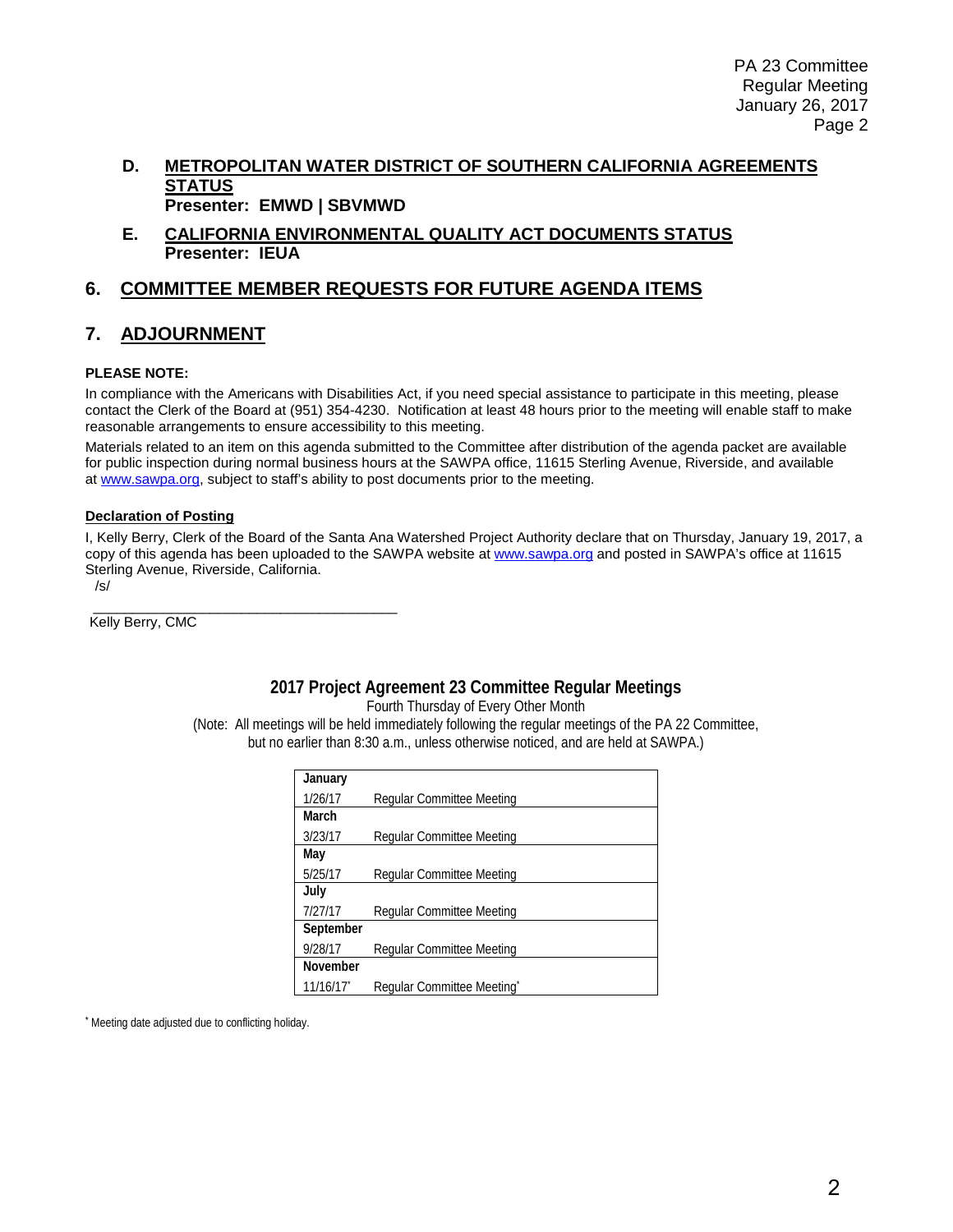**D. METROPOLITAN WATER DISTRICT OF SOUTHERN CALIFORNIA AGREEMENTS STATUS**
**Presenter: EMWD | SBVMWD**

**E. CALIFORNIA ENVIRONMENTAL QUALITY ACT DOCUMENTS STATUS**
**Presenter: IEUA**

## 6. COMMITTEE MEMBER REQUESTS FOR FUTURE AGENDA ITEMS

## 7. ADJOURNMENT

**PLEASE NOTE:**

In compliance with the Americans with Disabilities Act, if you need special assistance to participate in this meeting, please contact the Clerk of the Board at (951) 354-4230. Notification at least 48 hours prior to the meeting will enable staff to make reasonable arrangements to ensure accessibility to this meeting.

Materials related to an item on this agenda submitted to the Committee after distribution of the agenda packet are available for public inspection during normal business hours at the SAWPA office, 11615 Sterling Avenue, Riverside, and available at www.sawpa.org, subject to staff's ability to post documents prior to the meeting.

**Declaration of Posting**

I, Kelly Berry, Clerk of the Board of the Santa Ana Watershed Project Authority declare that on Thursday, January 19, 2017, a copy of this agenda has been uploaded to the SAWPA website at www.sawpa.org and posted in SAWPA's office at 11615 Sterling Avenue, Riverside, California.

/s/

\_\_\_\_\_\_\_\_\_\_\_\_\_\_\_\_\_\_\_\_\_\_\_\_\_\_\_\_\_\_\_\_\_\_\_\_\_\_\_\_

Kelly Berry, CMC

### 2017 Project Agreement 23 Committee Regular Meetings

Fourth Thursday of Every Other Month

(Note: All meetings will be held immediately following the regular meetings of the PA 22 Committee, but no earlier than 8:30 a.m., unless otherwise noticed, and are held at SAWPA.)

| Month | Meeting |
|---|---|
| **January** | |
| 1/26/17 | Regular Committee Meeting |
| **March** | |
| 3/23/17 | Regular Committee Meeting |
| **May** | |
| 5/25/17 | Regular Committee Meeting |
| **July** | |
| 7/27/17 | Regular Committee Meeting |
| **September** | |
| 9/28/17 | Regular Committee Meeting |
| **November** | |
| 11/16/17* | Regular Committee Meeting* |

* Meeting date adjusted due to conflicting holiday.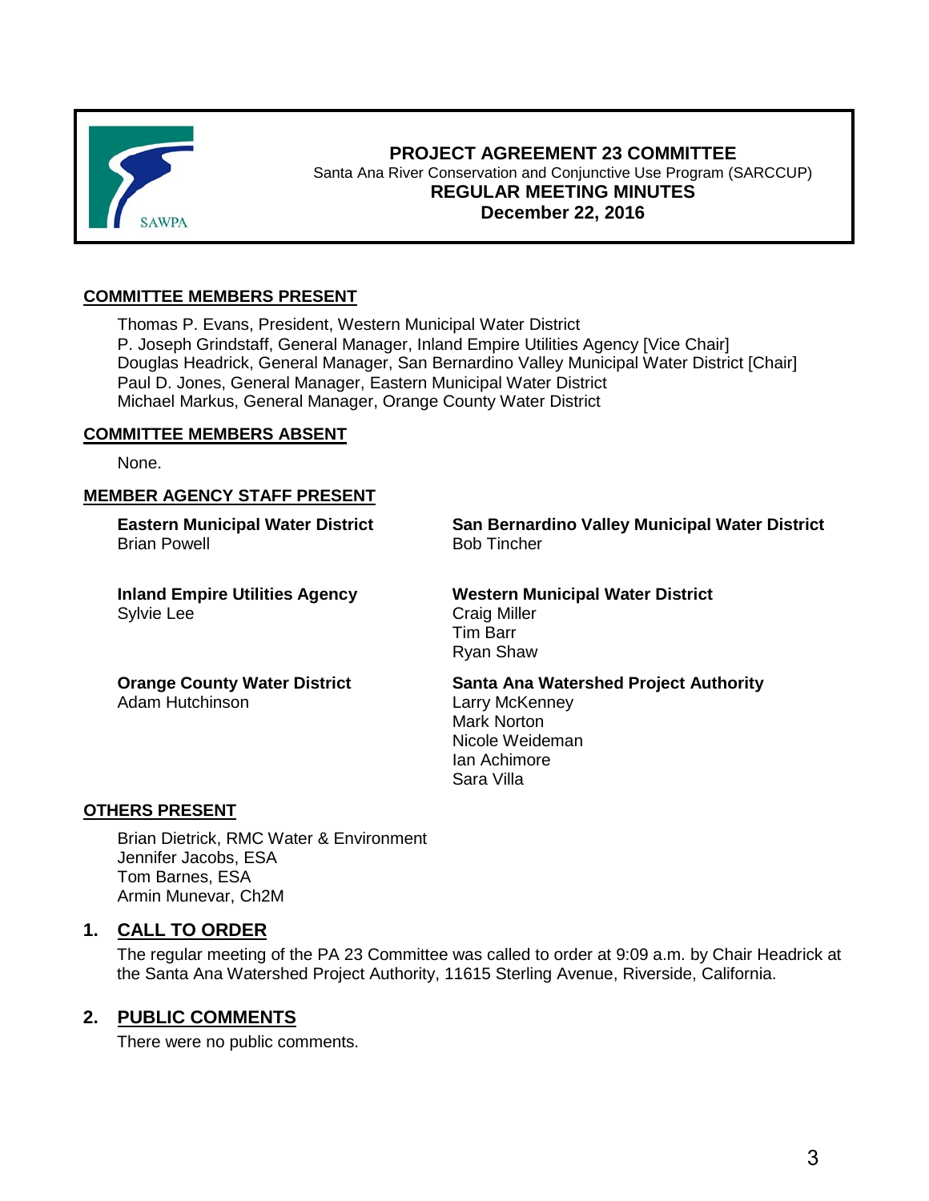**PROJECT AGREEMENT 23 COMMITTEE**
Santa Ana River Conservation and Conjunctive Use Program (SARCCUP)
**REGULAR MEETING MINUTES**
**December 22, 2016**

**COMMITTEE MEMBERS PRESENT**

Thomas P. Evans, President, Western Municipal Water District
P. Joseph Grindstaff, General Manager, Inland Empire Utilities Agency [Vice Chair]
Douglas Headrick, General Manager, San Bernardino Valley Municipal Water District [Chair]
Paul D. Jones, General Manager, Eastern Municipal Water District
Michael Markus, General Manager, Orange County Water District

**COMMITTEE MEMBERS ABSENT**

None.

**MEMBER AGENCY STAFF PRESENT**

**Eastern Municipal Water District**
Brian Powell

**Inland Empire Utilities Agency**
Sylvie Lee

**Orange County Water District**
Adam Hutchinson

**San Bernardino Valley Municipal Water District**
Bob Tincher

**Western Municipal Water District**
Craig Miller
Tim Barr
Ryan Shaw

**Santa Ana Watershed Project Authority**
Larry McKenney
Mark Norton
Nicole Weideman
Ian Achimore
Sara Villa

**OTHERS PRESENT**

Brian Dietrick, RMC Water & Environment
Jennifer Jacobs, ESA
Tom Barnes, ESA
Armin Munevar, Ch2M

## 1. CALL TO ORDER

The regular meeting of the PA 23 Committee was called to order at 9:09 a.m. by Chair Headrick at the Santa Ana Watershed Project Authority, 11615 Sterling Avenue, Riverside, California.

## 2. PUBLIC COMMENTS

There were no public comments.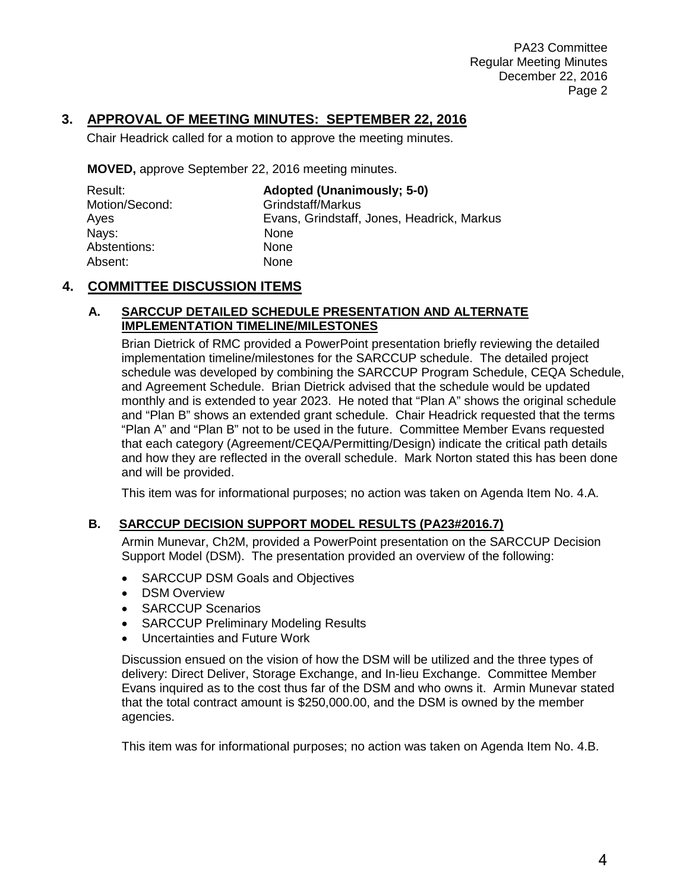## 3. APPROVAL OF MEETING MINUTES: SEPTEMBER 22, 2016

Chair Headrick called for a motion to approve the meeting minutes.

**MOVED,** approve September 22, 2016 meeting minutes.

| | |
|---|---|
| Result: | **Adopted (Unanimously; 5-0)** |
| Motion/Second: | Grindstaff/Markus |
| Ayes | Evans, Grindstaff, Jones, Headrick, Markus |
| Nays: | None |
| Abstentions: | None |
| Absent: | None |

## 4. COMMITTEE DISCUSSION ITEMS

### A. SARCCUP DETAILED SCHEDULE PRESENTATION AND ALTERNATE IMPLEMENTATION TIMELINE/MILESTONES

Brian Dietrick of RMC provided a PowerPoint presentation briefly reviewing the detailed implementation timeline/milestones for the SARCCUP schedule. The detailed project schedule was developed by combining the SARCCUP Program Schedule, CEQA Schedule, and Agreement Schedule. Brian Dietrick advised that the schedule would be updated monthly and is extended to year 2023. He noted that "Plan A" shows the original schedule and "Plan B" shows an extended grant schedule. Chair Headrick requested that the terms "Plan A" and "Plan B" not to be used in the future. Committee Member Evans requested that each category (Agreement/CEQA/Permitting/Design) indicate the critical path details and how they are reflected in the overall schedule. Mark Norton stated this has been done and will be provided.

This item was for informational purposes; no action was taken on Agenda Item No. 4.A.

### B. SARCCUP DECISION SUPPORT MODEL RESULTS (PA23#2016.7)

Armin Munevar, Ch2M, provided a PowerPoint presentation on the SARCCUP Decision Support Model (DSM). The presentation provided an overview of the following:

- SARCCUP DSM Goals and Objectives
- DSM Overview
- SARCCUP Scenarios
- SARCCUP Preliminary Modeling Results
- Uncertainties and Future Work

Discussion ensued on the vision of how the DSM will be utilized and the three types of delivery: Direct Deliver, Storage Exchange, and In-lieu Exchange. Committee Member Evans inquired as to the cost thus far of the DSM and who owns it. Armin Munevar stated that the total contract amount is $250,000.00, and the DSM is owned by the member agencies.

This item was for informational purposes; no action was taken on Agenda Item No. 4.B.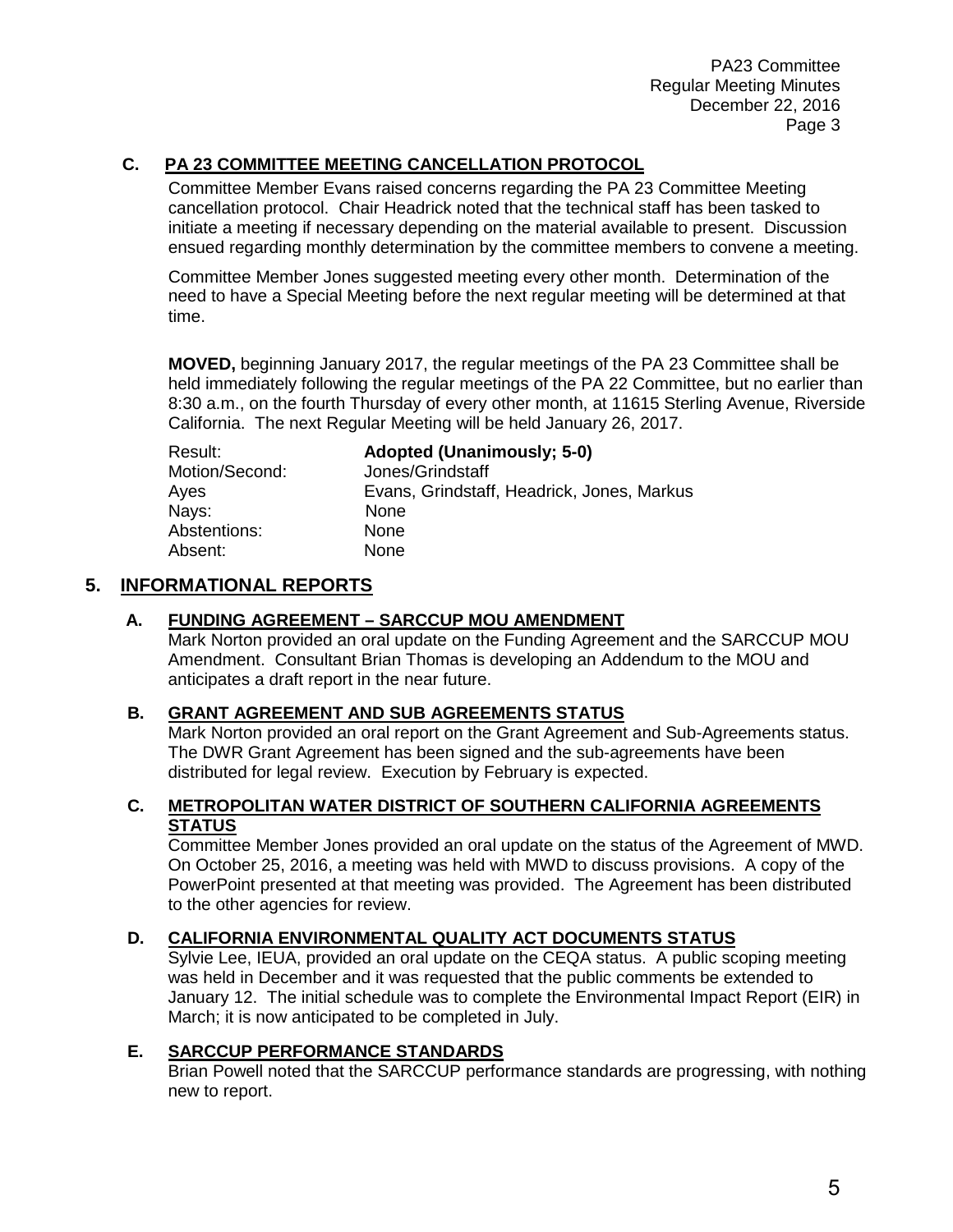### C. PA 23 COMMITTEE MEETING CANCELLATION PROTOCOL

Committee Member Evans raised concerns regarding the PA 23 Committee Meeting cancellation protocol. Chair Headrick noted that the technical staff has been tasked to initiate a meeting if necessary depending on the material available to present. Discussion ensued regarding monthly determination by the committee members to convene a meeting.

Committee Member Jones suggested meeting every other month. Determination of the need to have a Special Meeting before the next regular meeting will be determined at that time.

**MOVED,** beginning January 2017, the regular meetings of the PA 23 Committee shall be held immediately following the regular meetings of the PA 22 Committee, but no earlier than 8:30 a.m., on the fourth Thursday of every other month, at 11615 Sterling Avenue, Riverside California. The next Regular Meeting will be held January 26, 2017.

| | |
|---|---|
| Result: | **Adopted (Unanimously; 5-0)** |
| Motion/Second: | Jones/Grindstaff |
| Ayes | Evans, Grindstaff, Headrick, Jones, Markus |
| Nays: | None |
| Abstentions: | None |
| Absent: | None |

## 5. INFORMATIONAL REPORTS

### A. FUNDING AGREEMENT – SARCCUP MOU AMENDMENT

Mark Norton provided an oral update on the Funding Agreement and the SARCCUP MOU Amendment. Consultant Brian Thomas is developing an Addendum to the MOU and anticipates a draft report in the near future.

### B. GRANT AGREEMENT AND SUB AGREEMENTS STATUS

Mark Norton provided an oral report on the Grant Agreement and Sub-Agreements status. The DWR Grant Agreement has been signed and the sub-agreements have been distributed for legal review. Execution by February is expected.

### C. METROPOLITAN WATER DISTRICT OF SOUTHERN CALIFORNIA AGREEMENTS STATUS

Committee Member Jones provided an oral update on the status of the Agreement of MWD. On October 25, 2016, a meeting was held with MWD to discuss provisions. A copy of the PowerPoint presented at that meeting was provided. The Agreement has been distributed to the other agencies for review.

### D. CALIFORNIA ENVIRONMENTAL QUALITY ACT DOCUMENTS STATUS

Sylvie Lee, IEUA, provided an oral update on the CEQA status. A public scoping meeting was held in December and it was requested that the public comments be extended to January 12. The initial schedule was to complete the Environmental Impact Report (EIR) in March; it is now anticipated to be completed in July.

### E. SARCCUP PERFORMANCE STANDARDS

Brian Powell noted that the SARCCUP performance standards are progressing, with nothing new to report.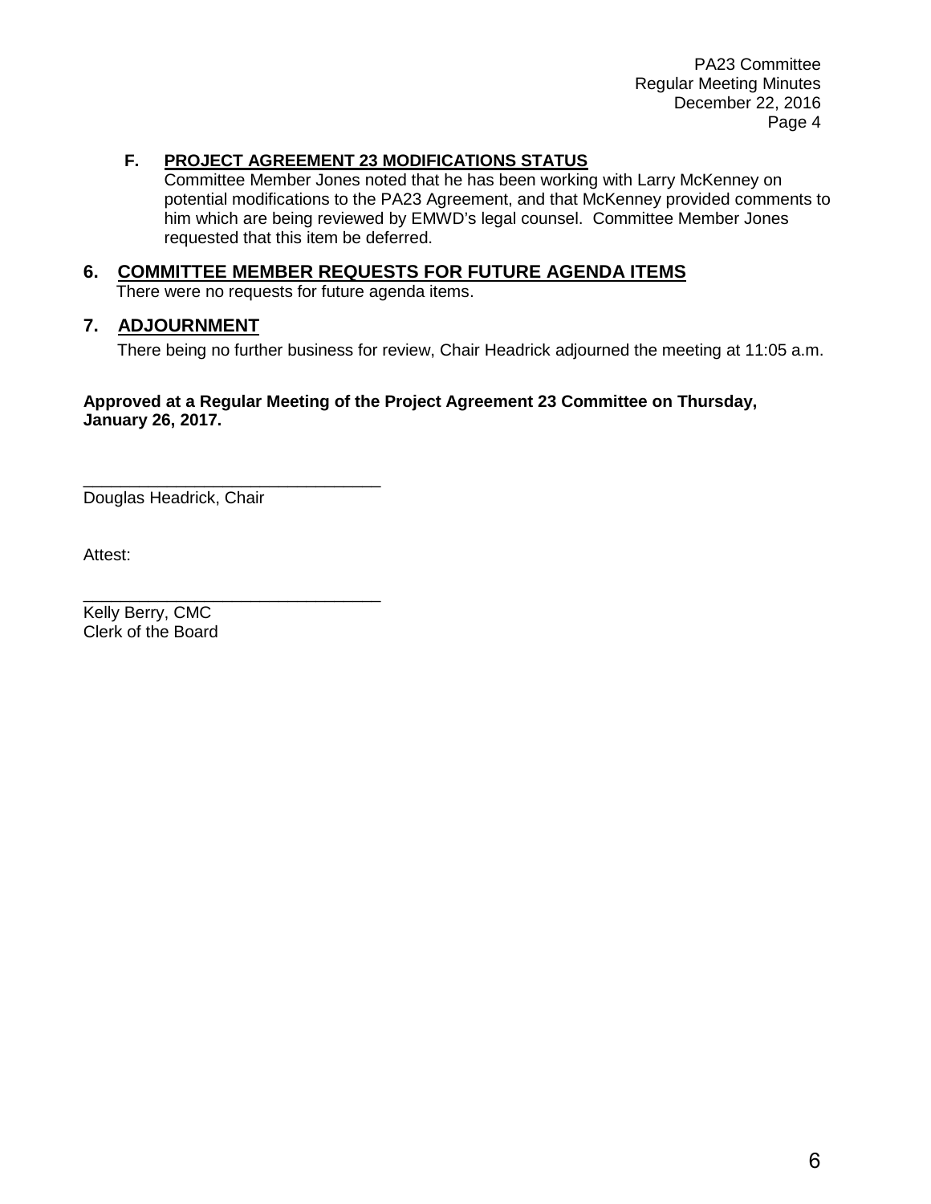**F. PROJECT AGREEMENT 23 MODIFICATIONS STATUS**

Committee Member Jones noted that he has been working with Larry McKenney on potential modifications to the PA23 Agreement, and that McKenney provided comments to him which are being reviewed by EMWD's legal counsel. Committee Member Jones requested that this item be deferred.

## 6. COMMITTEE MEMBER REQUESTS FOR FUTURE AGENDA ITEMS

There were no requests for future agenda items.

## 7. ADJOURNMENT

There being no further business for review, Chair Headrick adjourned the meeting at 11:05 a.m.

**Approved at a Regular Meeting of the Project Agreement 23 Committee on Thursday, January 26, 2017.**

\_\_\_\_\_\_\_\_\_\_\_\_\_\_\_\_\_\_\_\_\_\_\_\_\_\_\_\_\_\_\_\_
Douglas Headrick, Chair

Attest:

\_\_\_\_\_\_\_\_\_\_\_\_\_\_\_\_\_\_\_\_\_\_\_\_\_\_\_\_\_\_\_\_
Kelly Berry, CMC
Clerk of the Board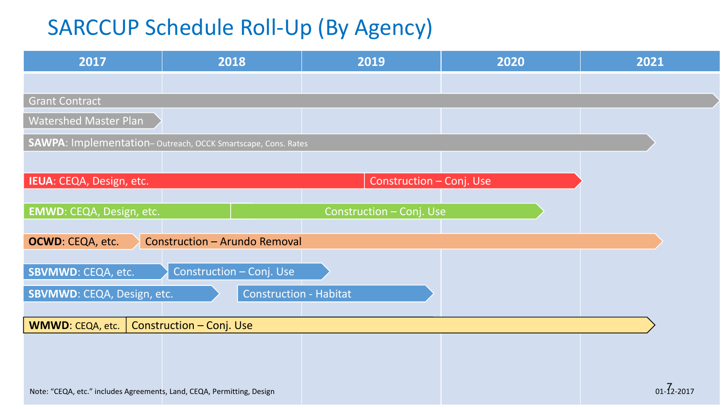# SARCCUP Schedule Roll-Up (By Agency)

| 2017 | 2018 | 2019 | 2020 | 2021 |
|---|---|---|---|---|

- Grant Contract
- Watershed Master Plan
- **SAWPA**: Implementation– Outreach, OCCK Smartscape, Cons. Rates
- **IEUA**: CEQA, Design, etc. | Construction – Conj. Use
- **EMWD**: CEQA, Design, etc. | Construction – Conj. Use
- **OCWD**: CEQA, etc. | Construction – Arundo Removal
- **SBVMWD**: CEQA, etc. | Construction – Conj. Use
- **SBVMWD**: CEQA, Design, etc. | Construction - Habitat
- **WMWD**: CEQA, etc. | Construction – Conj. Use

Note: "CEQA, etc." includes Agreements, Land, CEQA, Permitting, Design

01-12-2017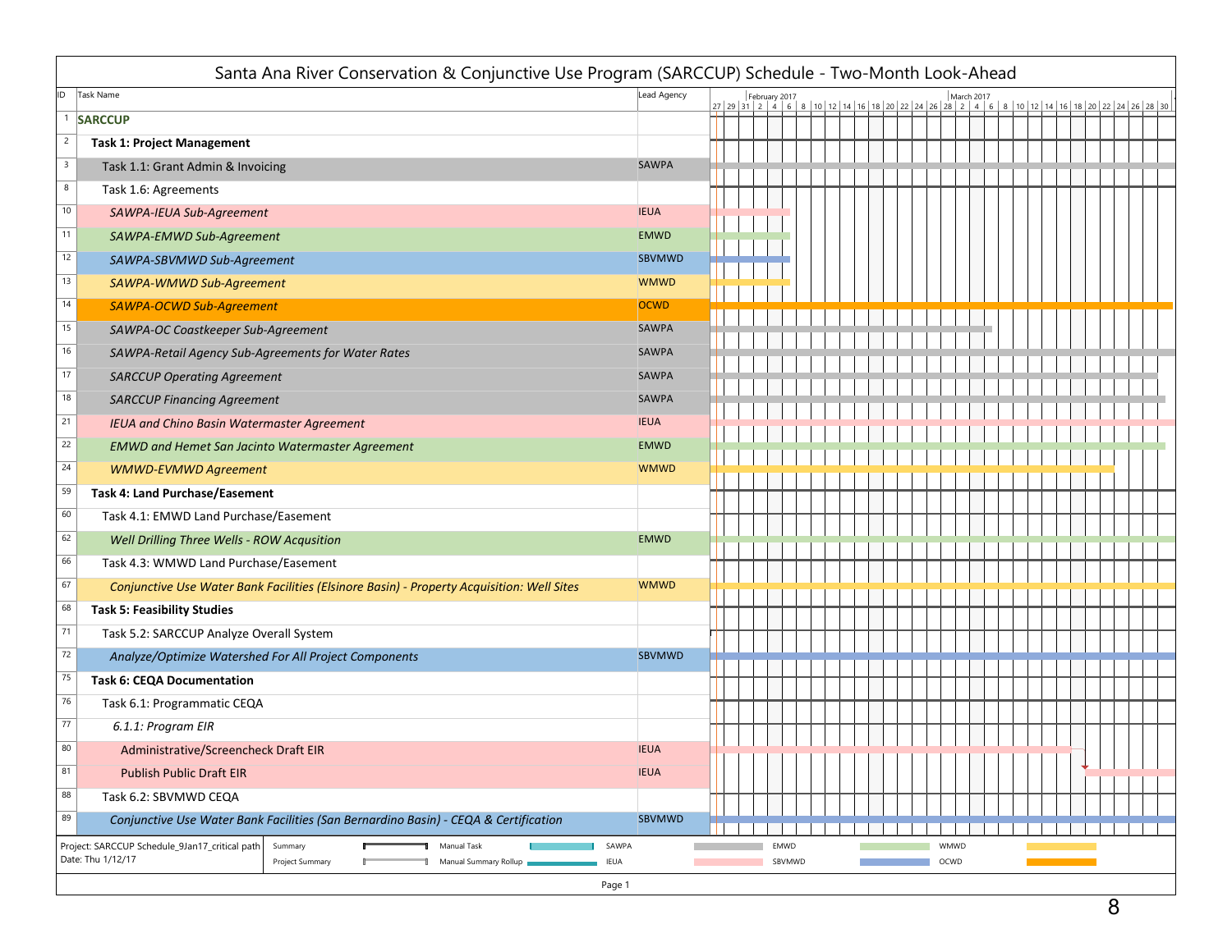# Santa Ana River Conservation & Conjunctive Use Program (SARCCUP) Schedule - Two-Month Look-Ahead

| ID | Task Name | Lead Agency |
|---|---|---|
| 1 | **SARCCUP** | |
| 2 | **Task 1: Project Management** | |
| 3 | Task 1.1: Grant Admin & Invoicing | SAWPA |
| 8 | Task 1.6: Agreements | |
| 10 | *SAWPA-IEUA Sub-Agreement* | IEUA |
| 11 | *SAWPA-EMWD Sub-Agreement* | EMWD |
| 12 | *SAWPA-SBVMWD Sub-Agreement* | SBVMWD |
| 13 | *SAWPA-WMWD Sub-Agreement* | WMWD |
| 14 | *SAWPA-OCWD Sub-Agreement* | OCWD |
| 15 | *SAWPA-OC Coastkeeper Sub-Agreement* | SAWPA |
| 16 | *SAWPA-Retail Agency Sub-Agreements for Water Rates* | SAWPA |
| 17 | *SARCCUP Operating Agreement* | SAWPA |
| 18 | *SARCCUP Financing Agreement* | SAWPA |
| 21 | *IEUA and Chino Basin Watermaster Agreement* | IEUA |
| 22 | *EMWD and Hemet San Jacinto Watermaster Agreement* | EMWD |
| 24 | *WMWD-EVMWD Agreement* | WMWD |
| 59 | **Task 4: Land Purchase/Easement** | |
| 60 | Task 4.1: EMWD Land Purchase/Easement | |
| 62 | *Well Drilling Three Wells - ROW Acqusition* | EMWD |
| 66 | Task 4.3: WMWD Land Purchase/Easement | |
| 67 | *Conjunctive Use Water Bank Facilities (Elsinore Basin) - Property Acquisition: Well Sites* | WMWD |
| 68 | **Task 5: Feasibility Studies** | |
| 71 | Task 5.2: SARCCUP Analyze Overall System | |
| 72 | *Analyze/Optimize Watershed For All Project Components* | SBVMWD |
| 75 | **Task 6: CEQA Documentation** | |
| 76 | Task 6.1: Programmatic CEQA | |
| 77 | *6.1.1: Program EIR* | |
| 80 | Administrative/Screencheck Draft EIR | IEUA |
| 81 | Publish Public Draft EIR | IEUA |
| 88 | Task 6.2: SBVMWD CEQA | |
| 89 | *Conjunctive Use Water Bank Facilities (San Bernardino Basin) - CEQA & Certification* | SBVMWD |

Project: SARCCUP Schedule_9Jan17_critical path
Date: Thu 1/12/17

Legend: Summary, Project Summary, Manual Task, Manual Summary Rollup, SAWPA, IEUA, EMWD, SBVMWD, WMWD, OCWD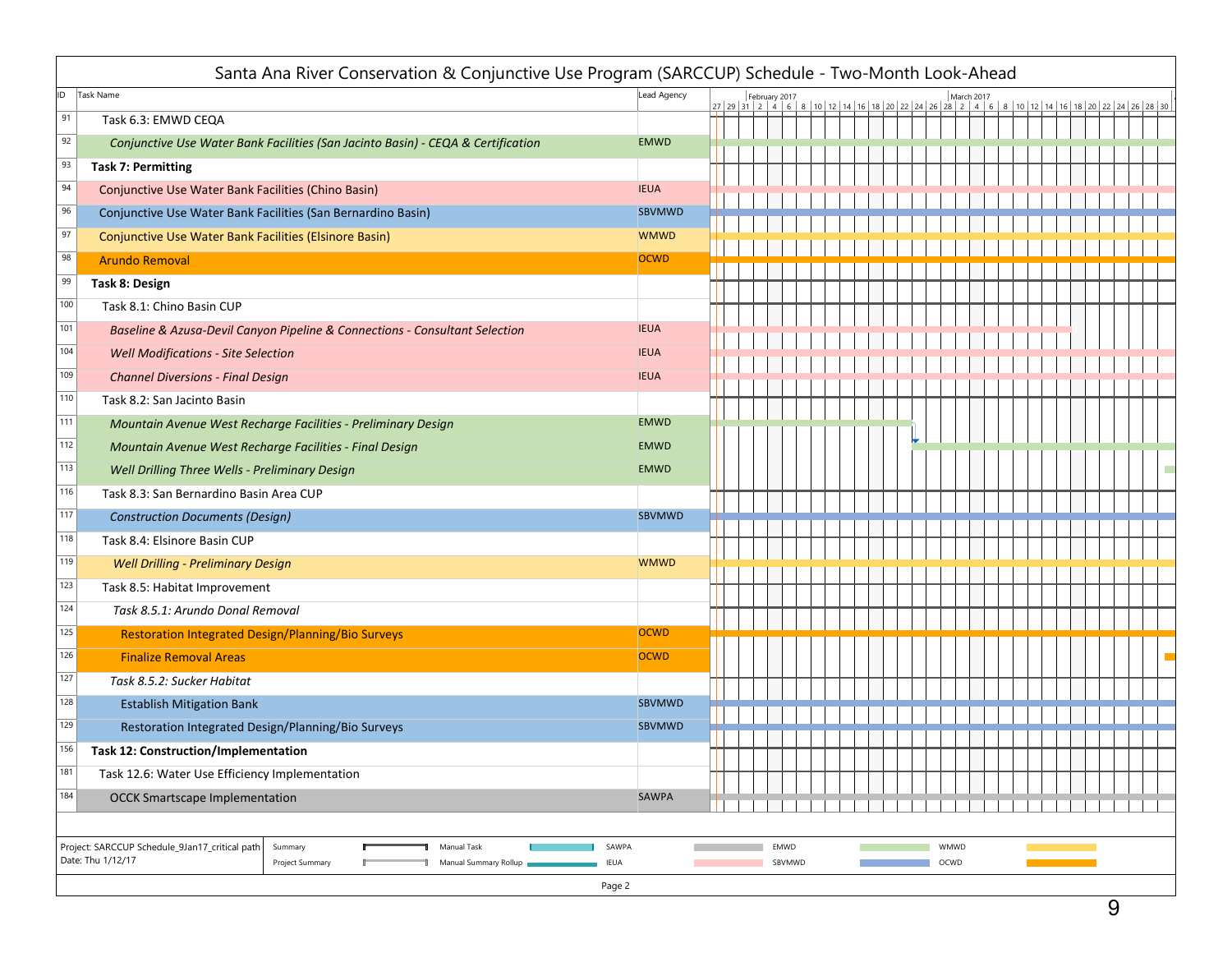# Santa Ana River Conservation & Conjunctive Use Program (SARCCUP) Schedule - Two-Month Look-Ahead

| ID | Task Name | Lead Agency |
|---|---|---|
| 91 | Task 6.3: EMWD CEQA | |
| 92 | *Conjunctive Use Water Bank Facilities (San Jacinto Basin) - CEQA & Certification* | EMWD |
| 93 | **Task 7: Permitting** | |
| 94 | Conjunctive Use Water Bank Facilities (Chino Basin) | IEUA |
| 96 | Conjunctive Use Water Bank Facilities (San Bernardino Basin) | SBVMWD |
| 97 | Conjunctive Use Water Bank Facilities (Elsinore Basin) | WMWD |
| 98 | Arundo Removal | OCWD |
| 99 | **Task 8: Design** | |
| 100 | Task 8.1: Chino Basin CUP | |
| 101 | *Baseline & Azusa-Devil Canyon Pipeline & Connections - Consultant Selection* | IEUA |
| 104 | *Well Modifications - Site Selection* | IEUA |
| 109 | *Channel Diversions - Final Design* | IEUA |
| 110 | Task 8.2: San Jacinto Basin | |
| 111 | *Mountain Avenue West Recharge Facilities - Preliminary Design* | EMWD |
| 112 | *Mountain Avenue West Recharge Facilities - Final Design* | EMWD |
| 113 | *Well Drilling Three Wells - Preliminary Design* | EMWD |
| 116 | Task 8.3: San Bernardino Basin Area CUP | |
| 117 | *Construction Documents (Design)* | SBVMWD |
| 118 | Task 8.4: Elsinore Basin CUP | |
| 119 | *Well Drilling - Preliminary Design* | WMWD |
| 123 | Task 8.5: Habitat Improvement | |
| 124 | *Task 8.5.1: Arundo Donal Removal* | |
| 125 | Restoration Integrated Design/Planning/Bio Surveys | OCWD |
| 126 | Finalize Removal Areas | OCWD |
| 127 | *Task 8.5.2: Sucker Habitat* | |
| 128 | Establish Mitigation Bank | SBVMWD |
| 129 | Restoration Integrated Design/Planning/Bio Surveys | SBVMWD |
| 156 | **Task 12: Construction/Implementation** | |
| 181 | Task 12.6: Water Use Efficiency Implementation | |
| 184 | OCCK Smartscape Implementation | SAWPA |

February 2017
March 2017
27 29 31 2 4 6 8 10 12 14 16 18 20 22 24 26 28 2 4 6 8 10 12 14 16 18 20 22 24 26 28 30

Project: SARCCUP Schedule_9Jan17_critical path
Date: Thu 1/12/17

Summary | Project Summary | Manual Task | Manual Summary Rollup | SAWPA | IEUA | EMWD | SBVMWD | WMWD | OCWD